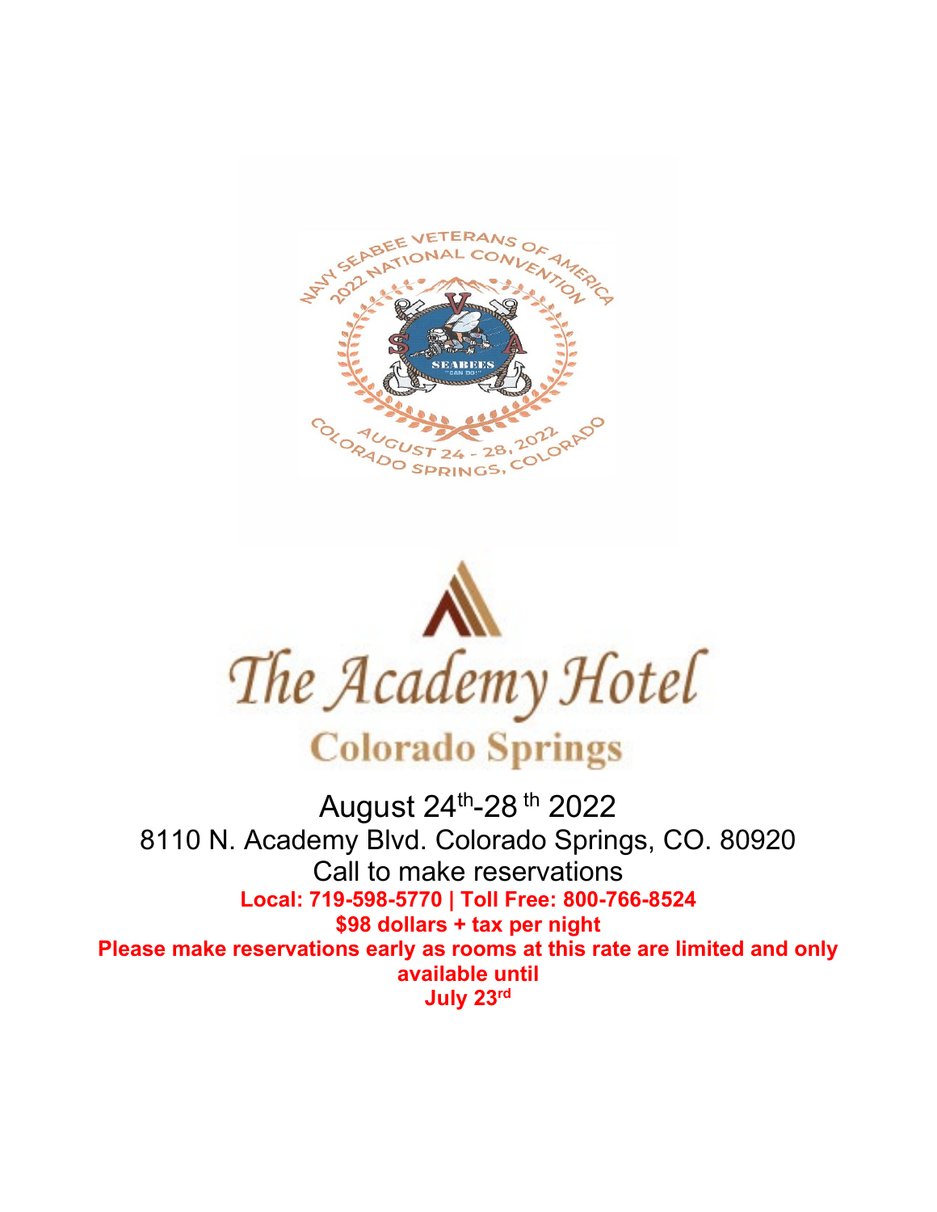August 24th-28th 2022

8110 N. Academy Blvd. Colorado Springs, CO. 80920

Call to make reservations

**Local: 719-598-5770 | Toll Free: 800-766-8524**

**$98 dollars + tax per night**

**Please make reservations early as rooms at this rate are limited and only available until**

**July 23rd**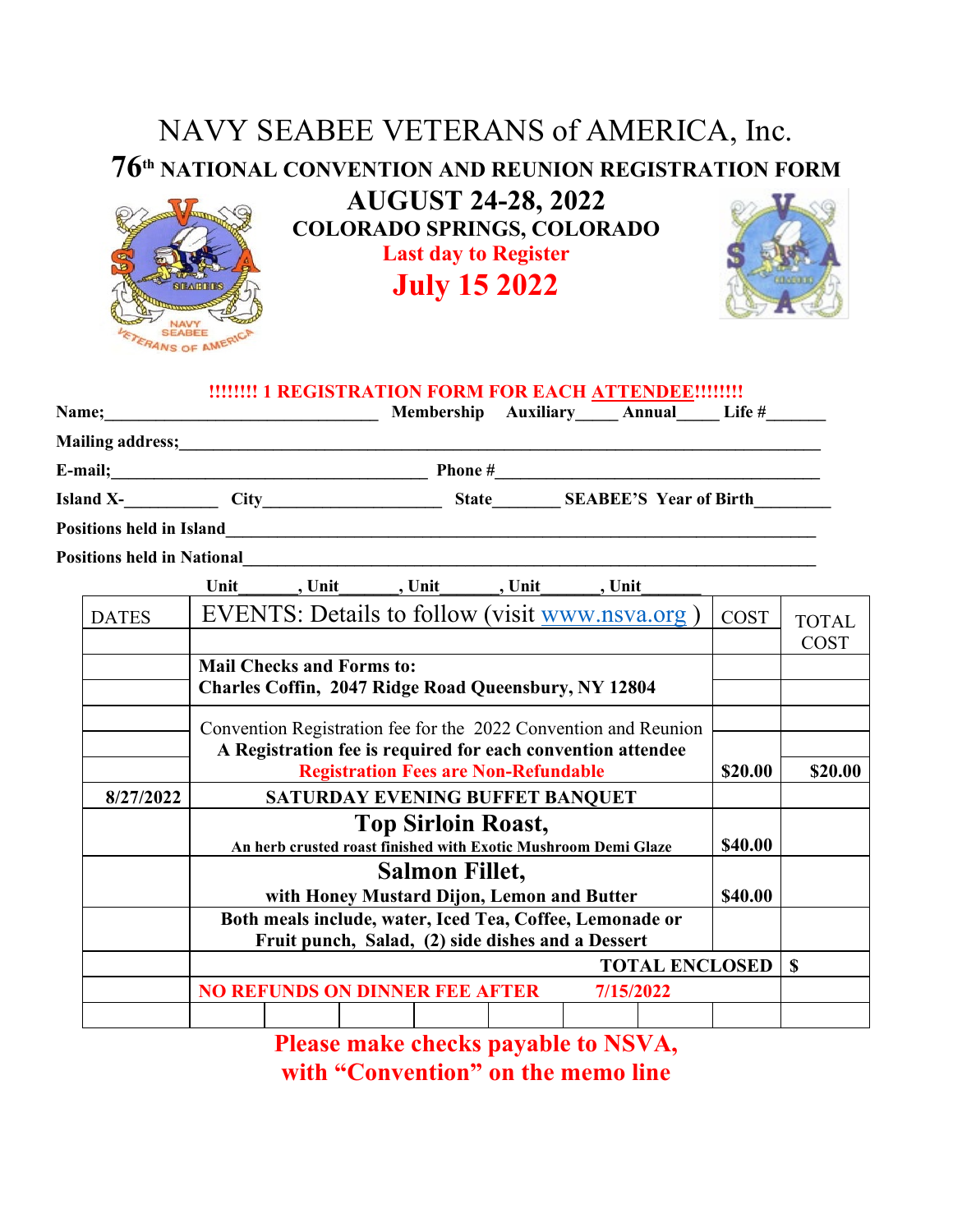# NAVY SEABEE VETERANS of AMERICA, Inc.

## 76th NATIONAL CONVENTION AND REUNION REGISTRATION FORM

## AUGUST 24-28, 2022

### COLORADO SPRINGS, COLORADO

**Last day to Register**

**July 15 2022**

**!!!!!!! 1 REGISTRATION FORM FOR EACH ATTENDEE!!!!!!!**

**Name;**________________________________ **Membership Auxiliary**_____ **Annual**_____ **Life #**_______

**Mailing address;**___________________________________________________________________________

**E-mail;**_____________________________________ **Phone #**______________________________________

**Island X-**__________ **City**____________________ **State**_______ **SEABEE'S Year of Birth**________

**Positions held in Island**_____________________________________________________________________

**Positions held in National**___________________________________________________________________

**Unit**_______, **Unit**_______, **Unit**_______, **Unit**_______, **Unit**_______

| DATES | EVENTS: Details to follow (visit www.nsva.org ) | COST | TOTAL COST |
|---|---|---|---|
| | **Mail Checks and Forms to:** **Charles Coffin, 2047 Ridge Road Queensbury, NY 12804** | | |
| | Convention Registration fee for the 2022 Convention and Reunion **A Registration fee is required for each convention attendee** **Registration Fees are Non-Refundable** | **$20.00** | **$20.00** |
| **8/27/2022** | **SATURDAY EVENING BUFFET BANQUET** | | |
| | **Top Sirloin Roast,** An herb crusted roast finished with Exotic Mushroom Demi Glaze | **$40.00** | |
| | **Salmon Fillet,** with Honey Mustard Dijon, Lemon and Butter | **$40.00** | |
| | **Both meals include, water, Iced Tea, Coffee, Lemonade or Fruit punch, Salad, (2) side dishes and a Dessert** | | |
| | **TOTAL ENCLOSED** | | **$** |
| | **NO REFUNDS ON DINNER FEE AFTER 7/15/2022** | | |
| | | | |

**Please make checks payable to NSVA, with "Convention" on the memo line**